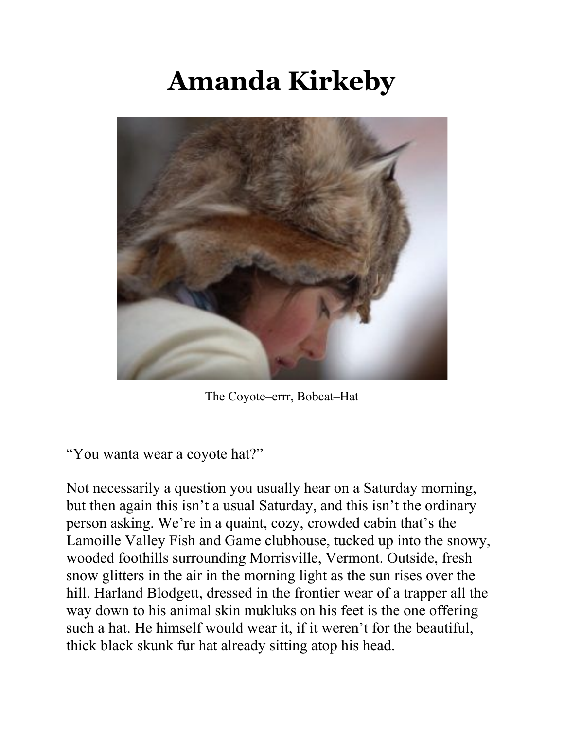# Amanda Kirkeby

The Coyote–errr, Bobcat–Hat

“You wanta wear a coyote hat?”

Not necessarily a question you usually hear on a Saturday morning, but then again this isn’t a usual Saturday, and this isn’t the ordinary person asking. We’re in a quaint, cozy, crowded cabin that’s the Lamoille Valley Fish and Game clubhouse, tucked up into the snowy, wooded foothills surrounding Morrisville, Vermont. Outside, fresh snow glitters in the air in the morning light as the sun rises over the hill. Harland Blodgett, dressed in the frontier wear of a trapper all the way down to his animal skin mukluks on his feet is the one offering such a hat. He himself would wear it, if it weren’t for the beautiful, thick black skunk fur hat already sitting atop his head.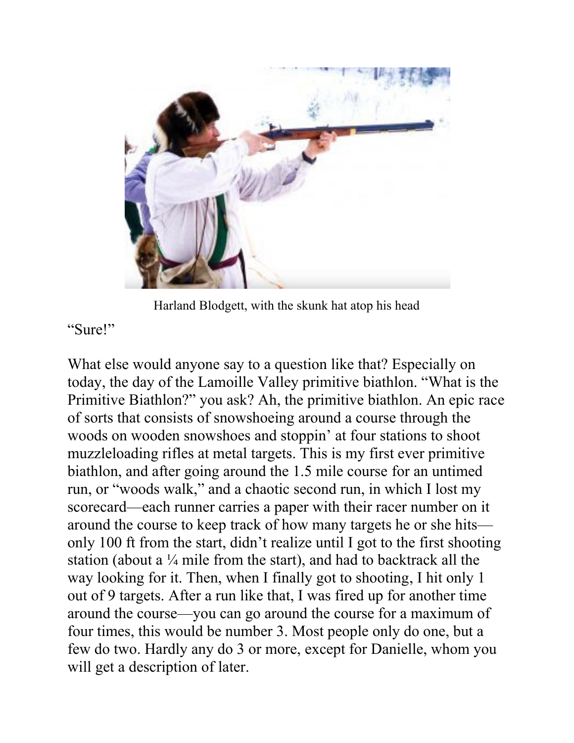Harland Blodgett, with the skunk hat atop his head

"Sure!"

What else would anyone say to a question like that? Especially on today, the day of the Lamoille Valley primitive biathlon. "What is the Primitive Biathlon?" you ask? Ah, the primitive biathlon. An epic race of sorts that consists of snowshoeing around a course through the woods on wooden snowshoes and stoppin' at four stations to shoot muzzleloading rifles at metal targets. This is my first ever primitive biathlon, and after going around the 1.5 mile course for an untimed run, or "woods walk," and a chaotic second run, in which I lost my scorecard—each runner carries a paper with their racer number on it around the course to keep track of how many targets he or she hits—only 100 ft from the start, didn't realize until I got to the first shooting station (about a ¼ mile from the start), and had to backtrack all the way looking for it. Then, when I finally got to shooting, I hit only 1 out of 9 targets. After a run like that, I was fired up for another time around the course—you can go around the course for a maximum of four times, this would be number 3. Most people only do one, but a few do two. Hardly any do 3 or more, except for Danielle, whom you will get a description of later.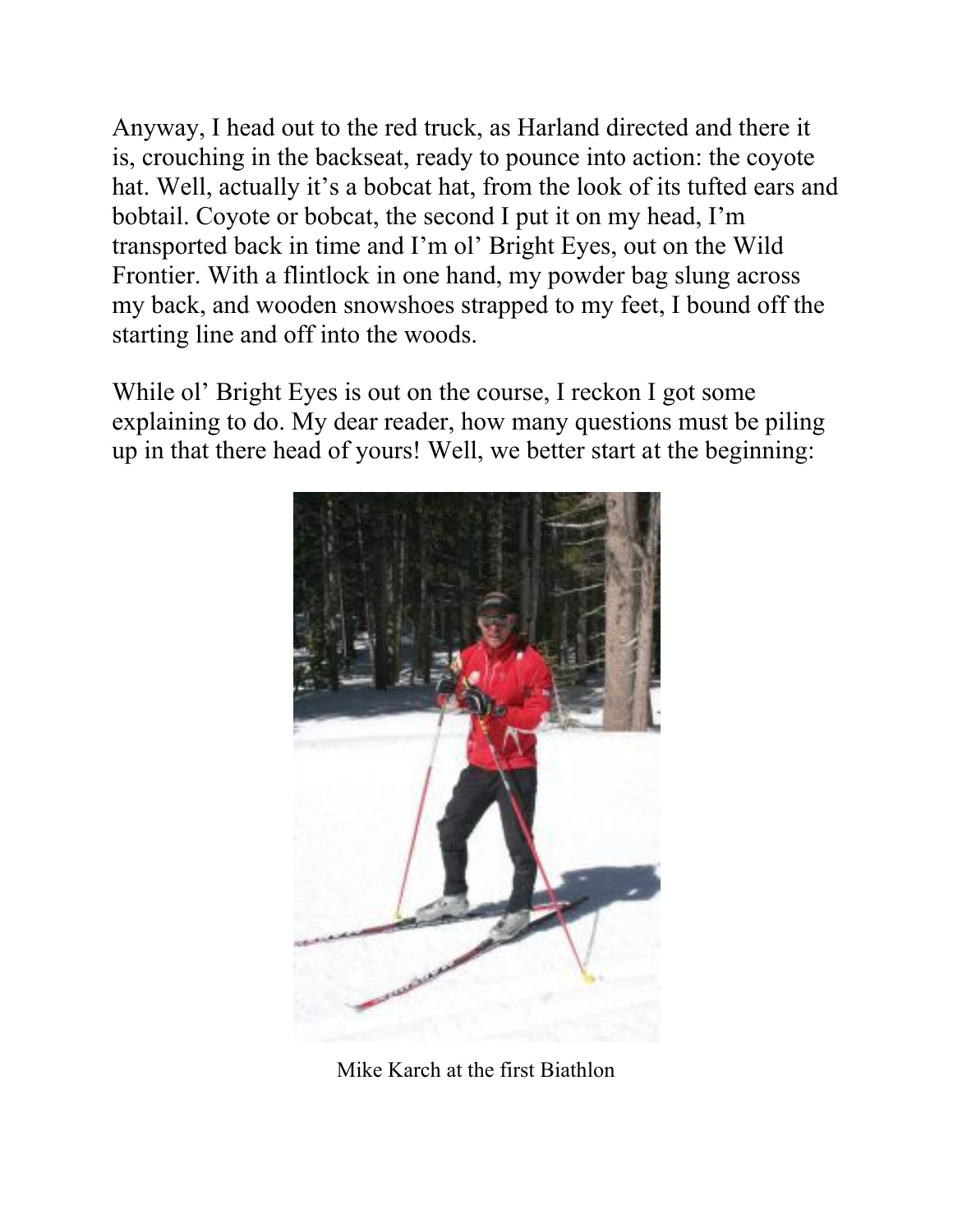Anyway, I head out to the red truck, as Harland directed and there it is, crouching in the backseat, ready to pounce into action: the coyote hat. Well, actually it's a bobcat hat, from the look of its tufted ears and bobtail. Coyote or bobcat, the second I put it on my head, I'm transported back in time and I'm ol' Bright Eyes, out on the Wild Frontier. With a flintlock in one hand, my powder bag slung across my back, and wooden snowshoes strapped to my feet, I bound off the starting line and off into the woods.

While ol' Bright Eyes is out on the course, I reckon I got some explaining to do. My dear reader, how many questions must be piling up in that there head of yours! Well, we better start at the beginning:

Mike Karch at the first Biathlon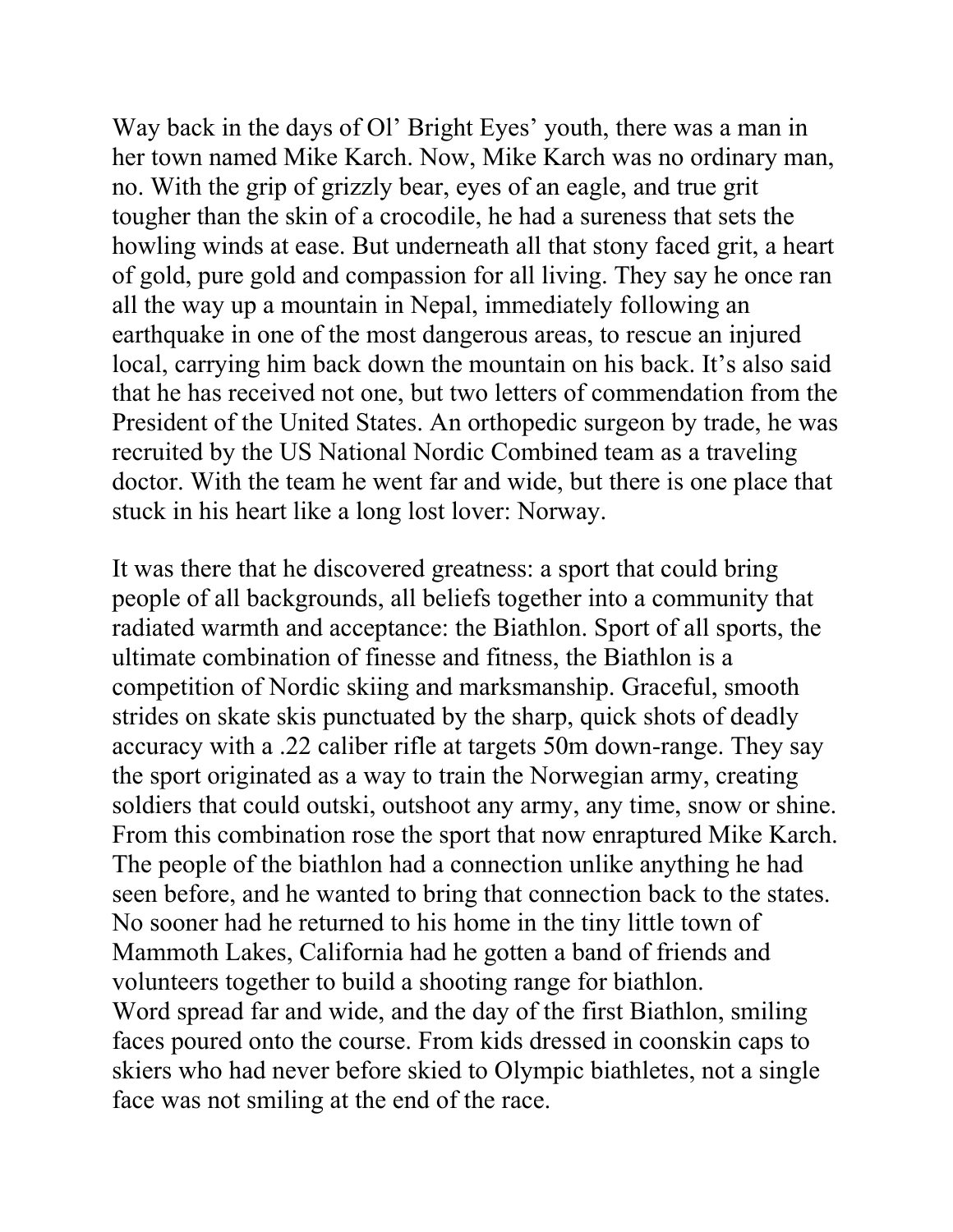Way back in the days of Ol' Bright Eyes' youth, there was a man in her town named Mike Karch. Now, Mike Karch was no ordinary man, no. With the grip of grizzly bear, eyes of an eagle, and true grit tougher than the skin of a crocodile, he had a sureness that sets the howling winds at ease. But underneath all that stony faced grit, a heart of gold, pure gold and compassion for all living. They say he once ran all the way up a mountain in Nepal, immediately following an earthquake in one of the most dangerous areas, to rescue an injured local, carrying him back down the mountain on his back. It's also said that he has received not one, but two letters of commendation from the President of the United States. An orthopedic surgeon by trade, he was recruited by the US National Nordic Combined team as a traveling doctor. With the team he went far and wide, but there is one place that stuck in his heart like a long lost lover: Norway.

It was there that he discovered greatness: a sport that could bring people of all backgrounds, all beliefs together into a community that radiated warmth and acceptance: the Biathlon. Sport of all sports, the ultimate combination of finesse and fitness, the Biathlon is a competition of Nordic skiing and marksmanship. Graceful, smooth strides on skate skis punctuated by the sharp, quick shots of deadly accuracy with a .22 caliber rifle at targets 50m down-range. They say the sport originated as a way to train the Norwegian army, creating soldiers that could outski, outshoot any army, any time, snow or shine. From this combination rose the sport that now enraptured Mike Karch. The people of the biathlon had a connection unlike anything he had seen before, and he wanted to bring that connection back to the states. No sooner had he returned to his home in the tiny little town of Mammoth Lakes, California had he gotten a band of friends and volunteers together to build a shooting range for biathlon.
Word spread far and wide, and the day of the first Biathlon, smiling faces poured onto the course. From kids dressed in coonskin caps to skiers who had never before skied to Olympic biathletes, not a single face was not smiling at the end of the race.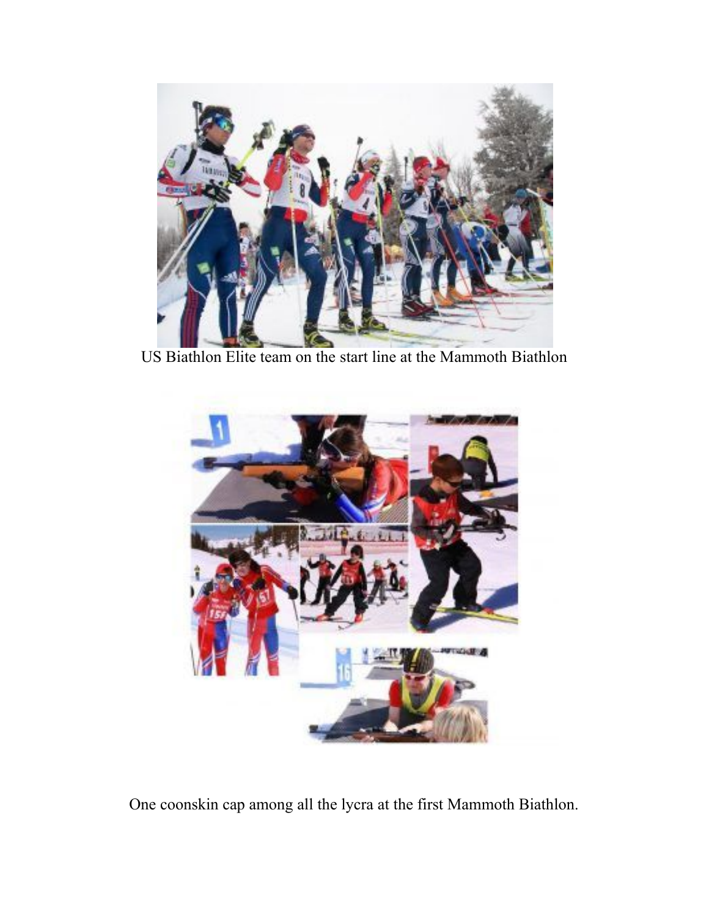US Biathlon Elite team on the start line at the Mammoth Biathlon

One coonskin cap among all the lycra at the first Mammoth Biathlon.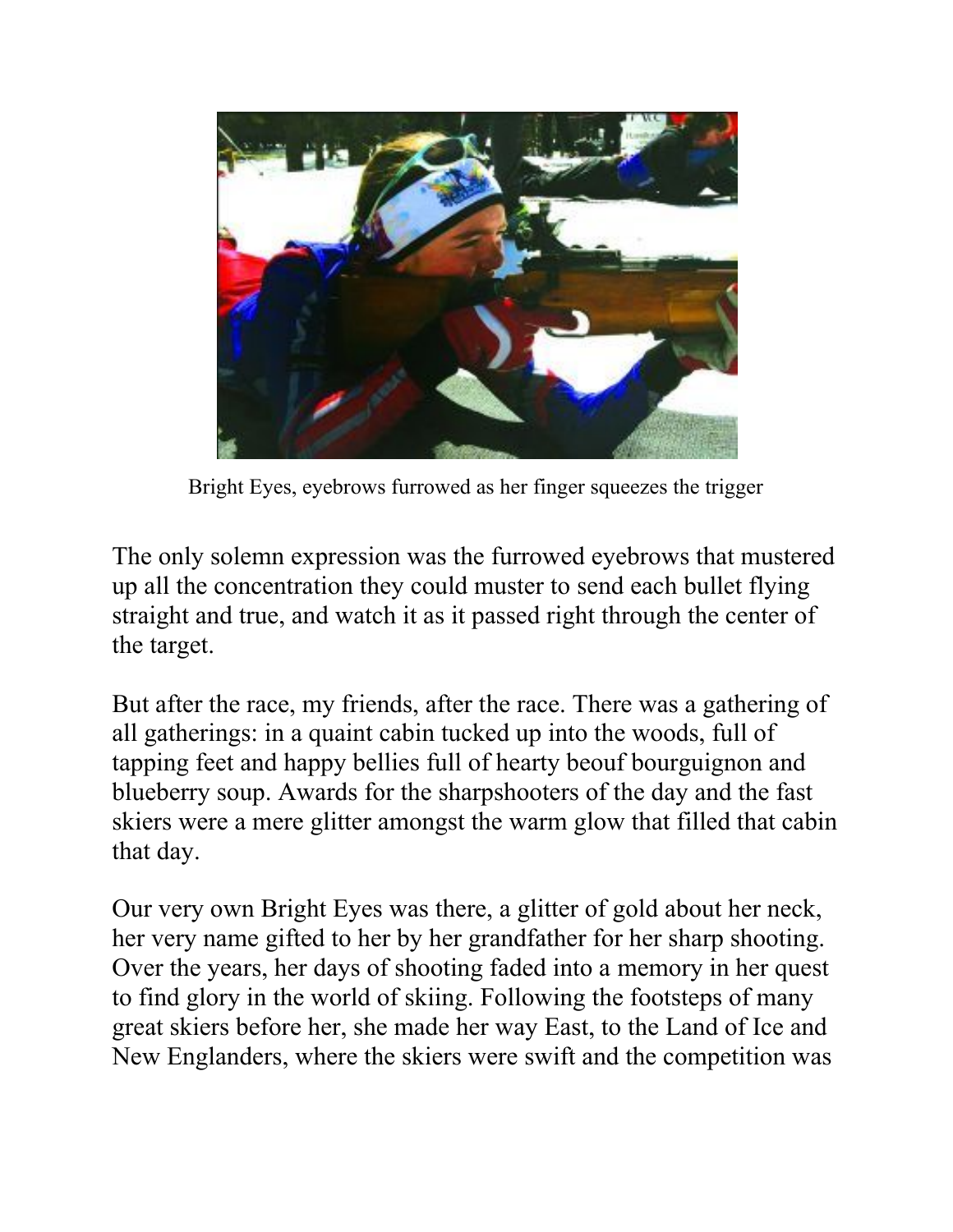Bright Eyes, eyebrows furrowed as her finger squeezes the trigger

The only solemn expression was the furrowed eyebrows that mustered up all the concentration they could muster to send each bullet flying straight and true, and watch it as it passed right through the center of the target.

But after the race, my friends, after the race. There was a gathering of all gatherings: in a quaint cabin tucked up into the woods, full of tapping feet and happy bellies full of hearty beouf bourguignon and blueberry soup. Awards for the sharpshooters of the day and the fast skiers were a mere glitter amongst the warm glow that filled that cabin that day.

Our very own Bright Eyes was there, a glitter of gold about her neck, her very name gifted to her by her grandfather for her sharp shooting. Over the years, her days of shooting faded into a memory in her quest to find glory in the world of skiing. Following the footsteps of many great skiers before her, she made her way East, to the Land of Ice and New Englanders, where the skiers were swift and the competition was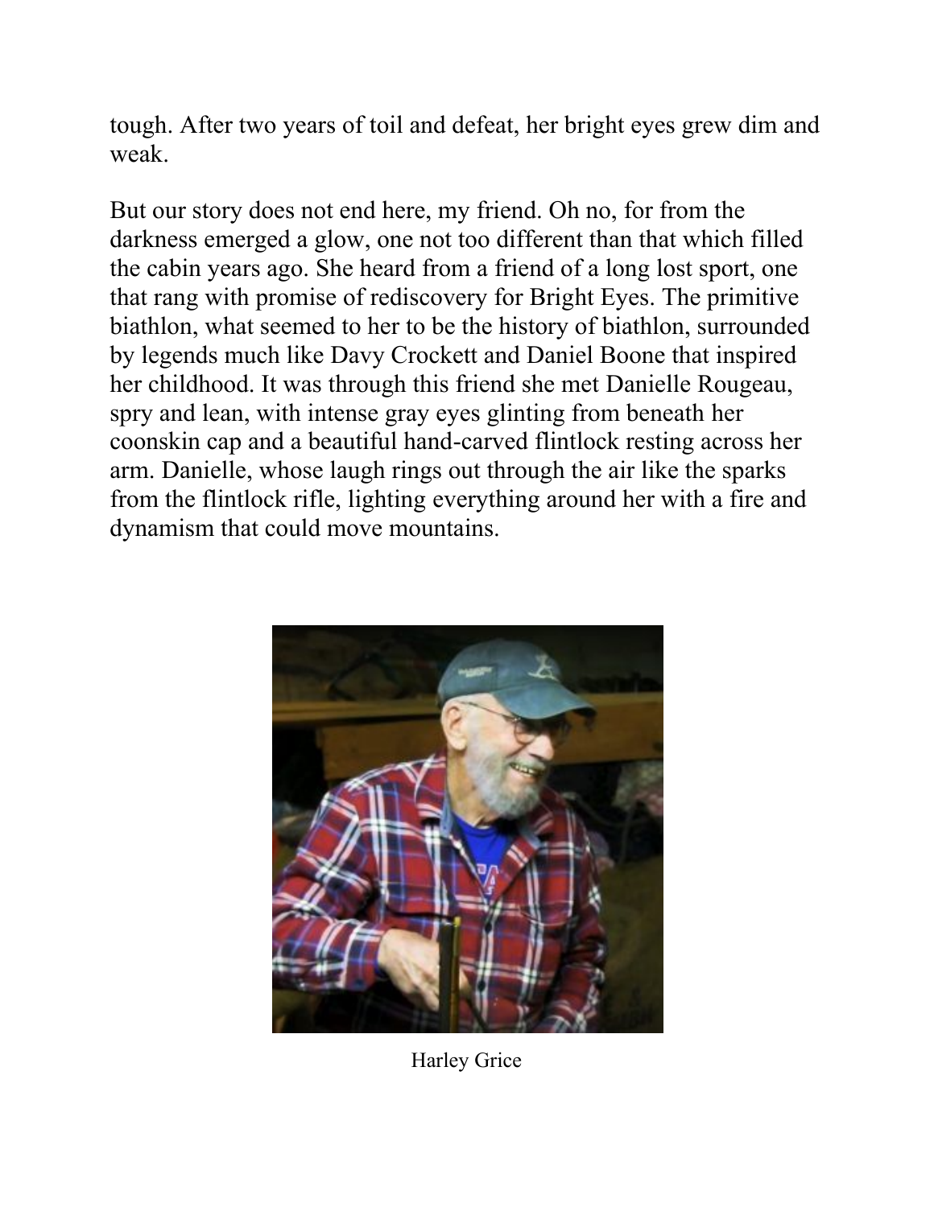tough. After two years of toil and defeat, her bright eyes grew dim and weak.

But our story does not end here, my friend. Oh no, for from the darkness emerged a glow, one not too different than that which filled the cabin years ago. She heard from a friend of a long lost sport, one that rang with promise of rediscovery for Bright Eyes. The primitive biathlon, what seemed to her to be the history of biathlon, surrounded by legends much like Davy Crockett and Daniel Boone that inspired her childhood. It was through this friend she met Danielle Rougeau, spry and lean, with intense gray eyes glinting from beneath her coonskin cap and a beautiful hand-carved flintlock resting across her arm. Danielle, whose laugh rings out through the air like the sparks from the flintlock rifle, lighting everything around her with a fire and dynamism that could move mountains.

Harley Grice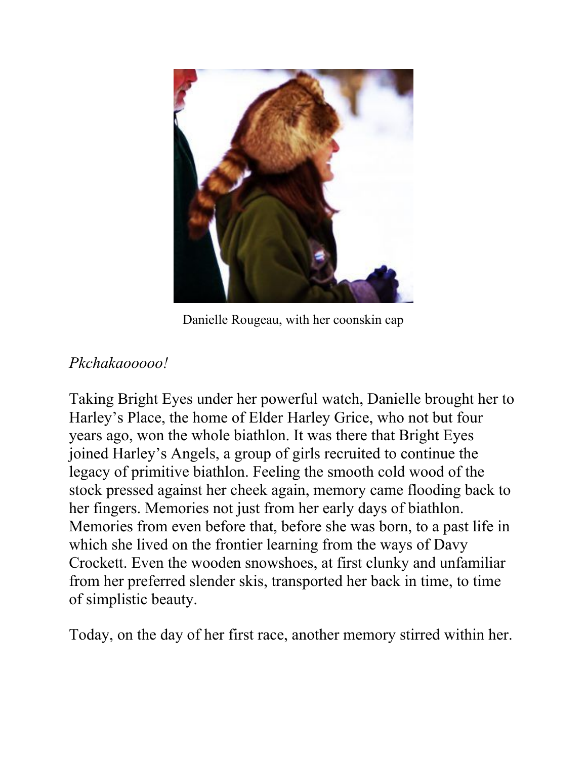Danielle Rougeau, with her coonskin cap

*Pkchakaooooo!*

Taking Bright Eyes under her powerful watch, Danielle brought her to Harley's Place, the home of Elder Harley Grice, who not but four years ago, won the whole biathlon. It was there that Bright Eyes joined Harley's Angels, a group of girls recruited to continue the legacy of primitive biathlon. Feeling the smooth cold wood of the stock pressed against her cheek again, memory came flooding back to her fingers. Memories not just from her early days of biathlon. Memories from even before that, before she was born, to a past life in which she lived on the frontier learning from the ways of Davy Crockett. Even the wooden snowshoes, at first clunky and unfamiliar from her preferred slender skis, transported her back in time, to time of simplistic beauty.

Today, on the day of her first race, another memory stirred within her.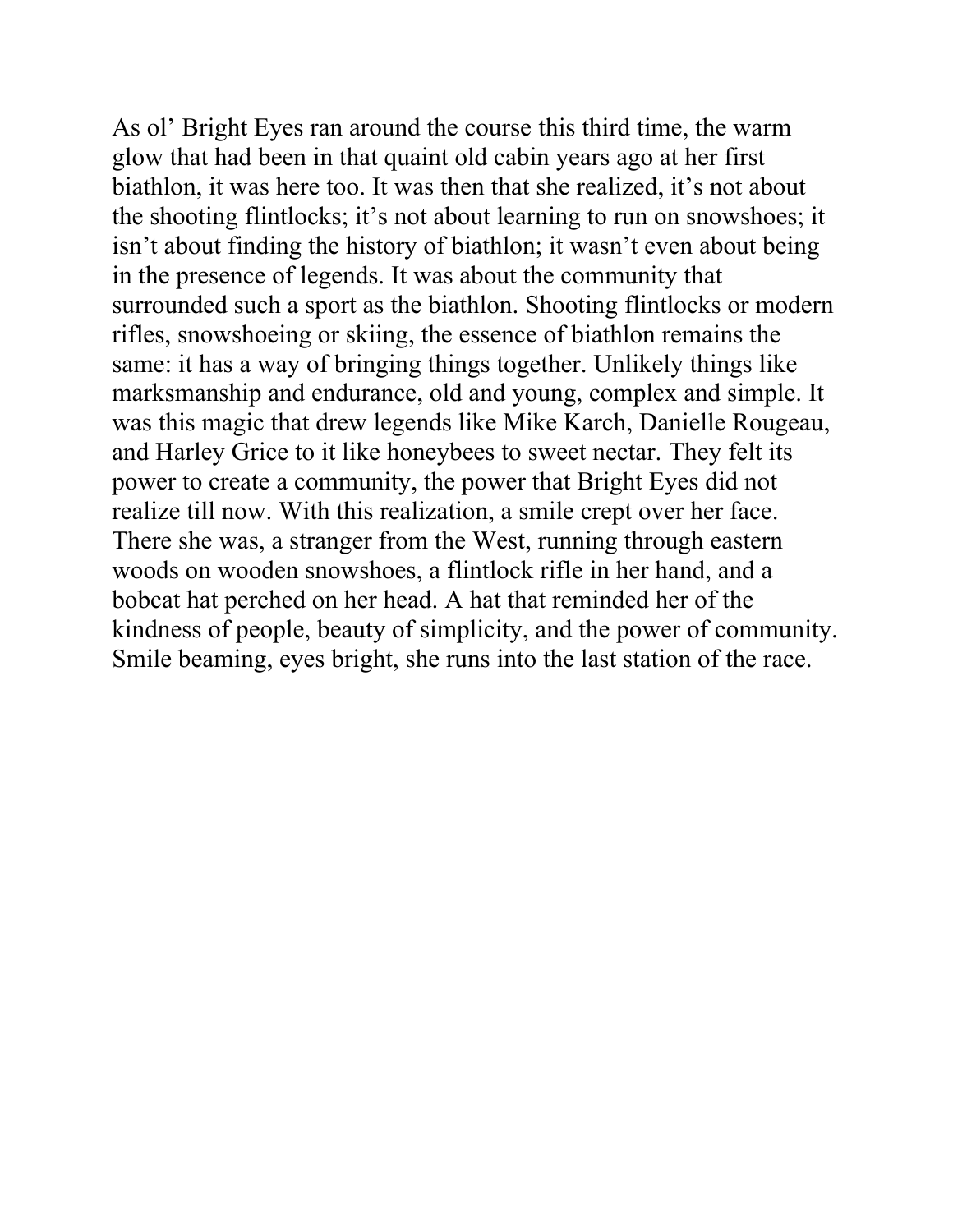As ol' Bright Eyes ran around the course this third time, the warm glow that had been in that quaint old cabin years ago at her first biathlon, it was here too. It was then that she realized, it's not about the shooting flintlocks; it's not about learning to run on snowshoes; it isn't about finding the history of biathlon; it wasn't even about being in the presence of legends. It was about the community that surrounded such a sport as the biathlon. Shooting flintlocks or modern rifles, snowshoeing or skiing, the essence of biathlon remains the same: it has a way of bringing things together. Unlikely things like marksmanship and endurance, old and young, complex and simple. It was this magic that drew legends like Mike Karch, Danielle Rougeau, and Harley Grice to it like honeybees to sweet nectar. They felt its power to create a community, the power that Bright Eyes did not realize till now. With this realization, a smile crept over her face. There she was, a stranger from the West, running through eastern woods on wooden snowshoes, a flintlock rifle in her hand, and a bobcat hat perched on her head. A hat that reminded her of the kindness of people, beauty of simplicity, and the power of community. Smile beaming, eyes bright, she runs into the last station of the race.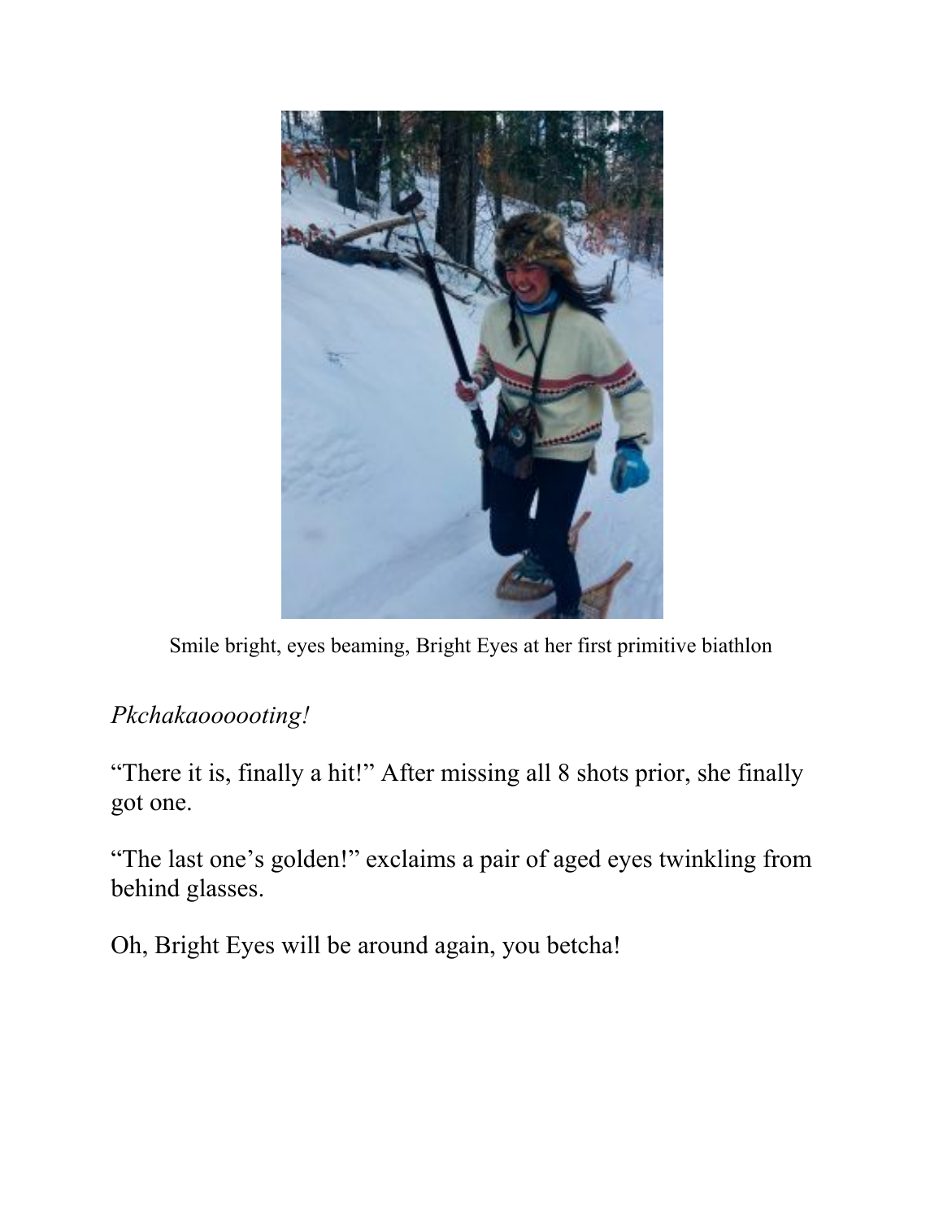Smile bright, eyes beaming, Bright Eyes at her first primitive biathlon

*Pkchakaooooooting!*

“There it is, finally a hit!” After missing all 8 shots prior, she finally got one.

“The last one’s golden!” exclaims a pair of aged eyes twinkling from behind glasses.

Oh, Bright Eyes will be around again, you betcha!